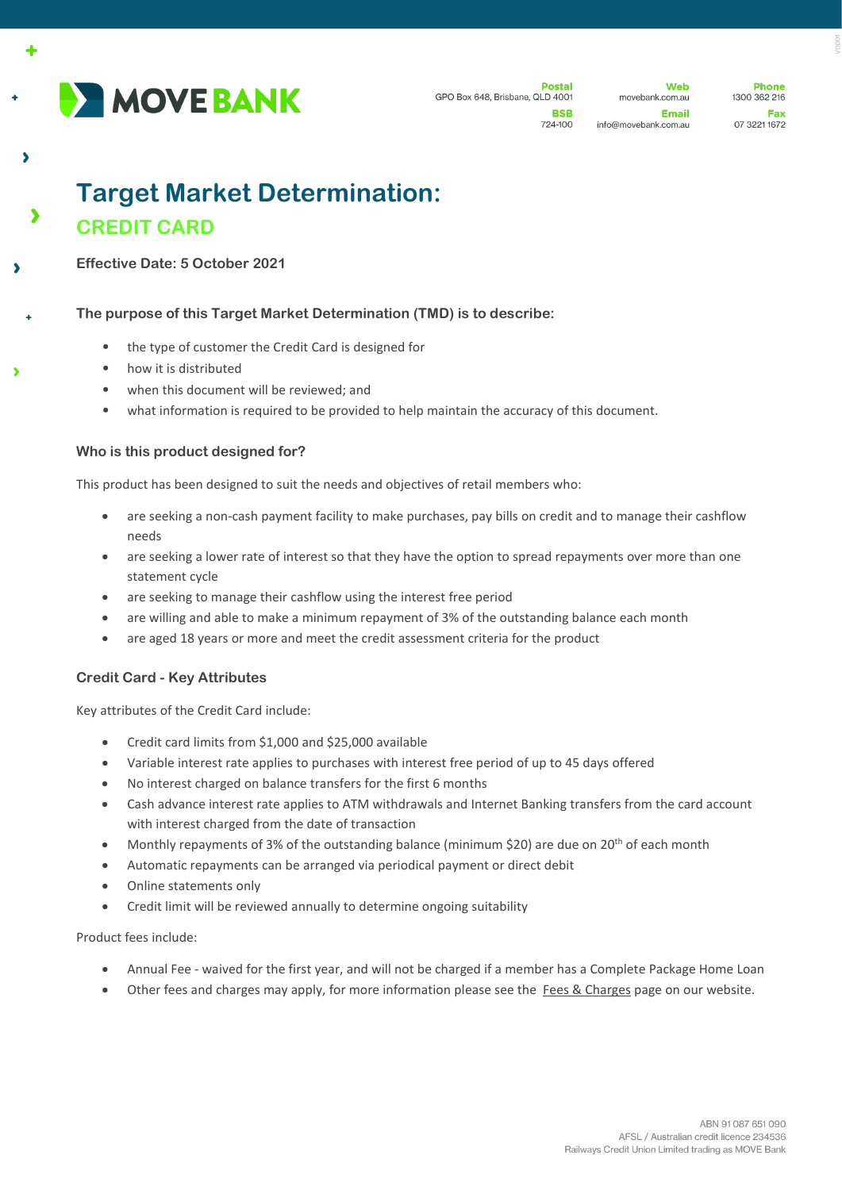**MOVE BANK**

**Postal**
GPO Box 648, Brisbane, QLD 4001

**BSB**
724-100

**Web**
movebank.com.au

**Email**
info@movebank.com.au

**Phone**
1300 362 216

**Fax**
07 3221 1672

# Target Market Determination:

## CREDIT CARD

**Effective Date: 5 October 2021**

### The purpose of this Target Market Determination (TMD) is to describe:

- the type of customer the Credit Card is designed for
- how it is distributed
- when this document will be reviewed; and
- what information is required to be provided to help maintain the accuracy of this document.

### Who is this product designed for?

This product has been designed to suit the needs and objectives of retail members who:

- are seeking a non-cash payment facility to make purchases, pay bills on credit and to manage their cashflow needs
- are seeking a lower rate of interest so that they have the option to spread repayments over more than one statement cycle
- are seeking to manage their cashflow using the interest free period
- are willing and able to make a minimum repayment of 3% of the outstanding balance each month
- are aged 18 years or more and meet the credit assessment criteria for the product

### Credit Card - Key Attributes

Key attributes of the Credit Card include:

- Credit card limits from $1,000 and $25,000 available
- Variable interest rate applies to purchases with interest free period of up to 45 days offered
- No interest charged on balance transfers for the first 6 months
- Cash advance interest rate applies to ATM withdrawals and Internet Banking transfers from the card account with interest charged from the date of transaction
- Monthly repayments of 3% of the outstanding balance (minimum $20) are due on 20th of each month
- Automatic repayments can be arranged via periodical payment or direct debit
- Online statements only
- Credit limit will be reviewed annually to determine ongoing suitability

Product fees include:

- Annual Fee - waived for the first year, and will not be charged if a member has a Complete Package Home Loan
- Other fees and charges may apply, for more information please see the Fees & Charges page on our website.

ABN 91 087 651 090
AFSL / Australian credit licence 234536
Railways Credit Union Limited trading as MOVE Bank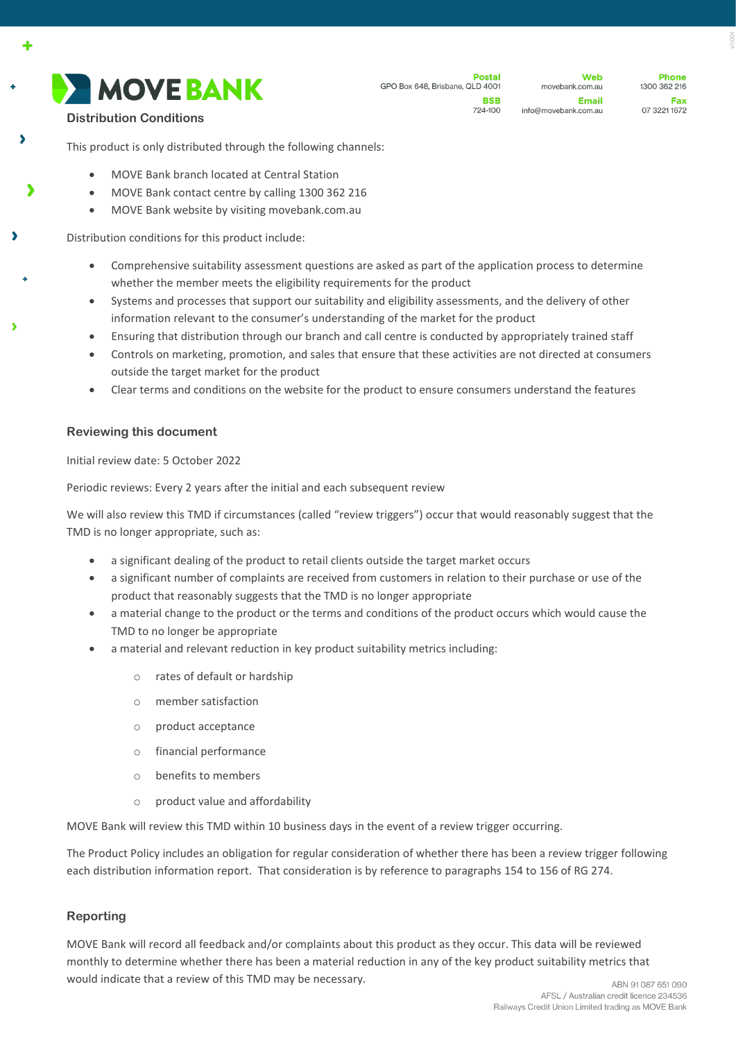## Distribution Conditions

This product is only distributed through the following channels:

- MOVE Bank branch located at Central Station
- MOVE Bank contact centre by calling 1300 362 216
- MOVE Bank website by visiting movebank.com.au

Distribution conditions for this product include:

- Comprehensive suitability assessment questions are asked as part of the application process to determine whether the member meets the eligibility requirements for the product
- Systems and processes that support our suitability and eligibility assessments, and the delivery of other information relevant to the consumer's understanding of the market for the product
- Ensuring that distribution through our branch and call centre is conducted by appropriately trained staff
- Controls on marketing, promotion, and sales that ensure that these activities are not directed at consumers outside the target market for the product
- Clear terms and conditions on the website for the product to ensure consumers understand the features

## Reviewing this document

Initial review date: 5 October 2022

Periodic reviews: Every 2 years after the initial and each subsequent review

We will also review this TMD if circumstances (called "review triggers") occur that would reasonably suggest that the TMD is no longer appropriate, such as:

- a significant dealing of the product to retail clients outside the target market occurs
- a significant number of complaints are received from customers in relation to their purchase or use of the product that reasonably suggests that the TMD is no longer appropriate
- a material change to the product or the terms and conditions of the product occurs which would cause the TMD to no longer be appropriate
- a material and relevant reduction in key product suitability metrics including:
  - rates of default or hardship
  - member satisfaction
  - product acceptance
  - financial performance
  - benefits to members
  - product value and affordability

MOVE Bank will review this TMD within 10 business days in the event of a review trigger occurring.

The Product Policy includes an obligation for regular consideration of whether there has been a review trigger following each distribution information report. That consideration is by reference to paragraphs 154 to 156 of RG 274.

## Reporting

MOVE Bank will record all feedback and/or complaints about this product as they occur. This data will be reviewed monthly to determine whether there has been a material reduction in any of the key product suitability metrics that would indicate that a review of this TMD may be necessary.